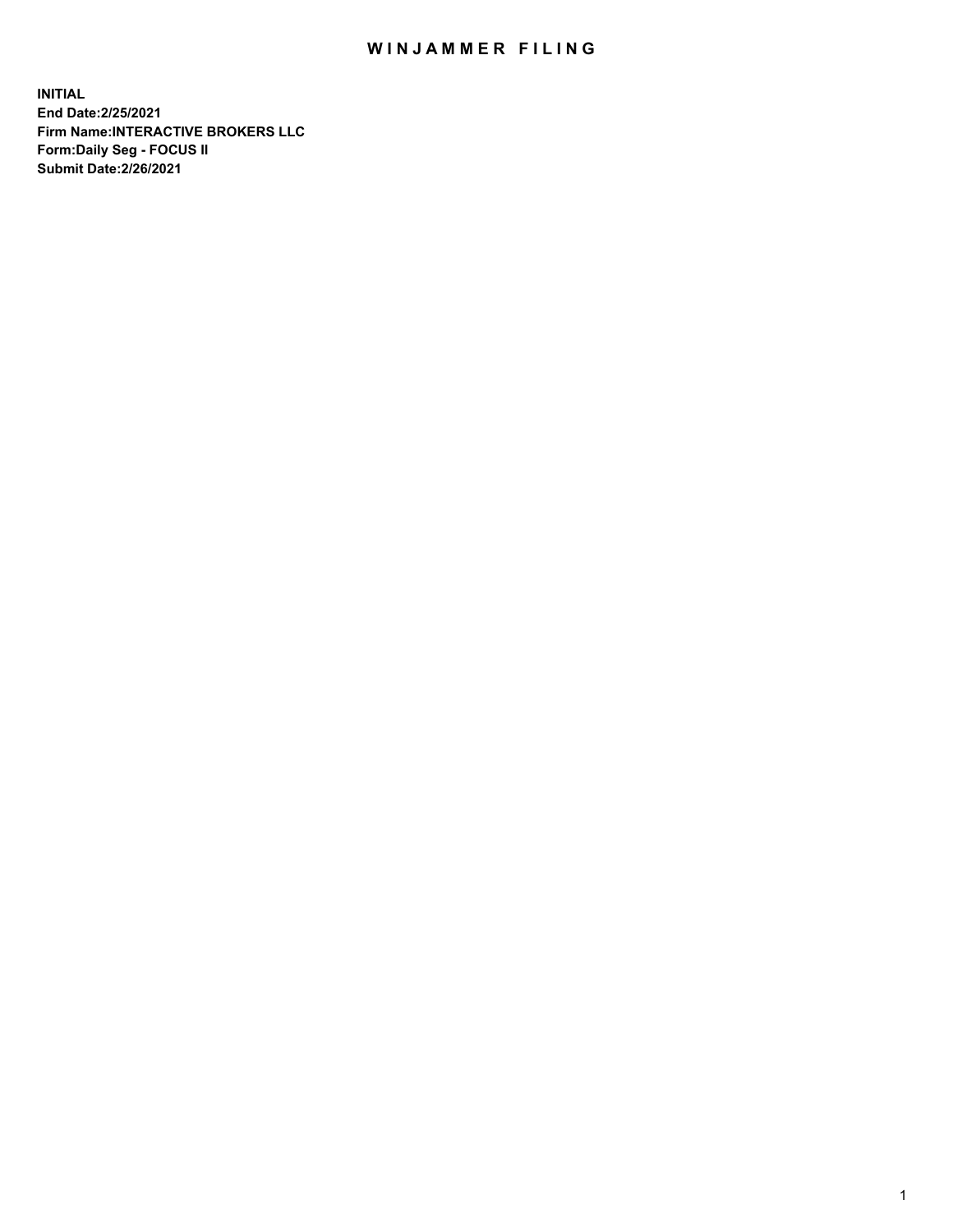# WINJAMMER FILING

**INITIAL**
**End Date:2/25/2021**
**Firm Name:INTERACTIVE BROKERS LLC**
**Form:Daily Seg - FOCUS II**
**Submit Date:2/26/2021**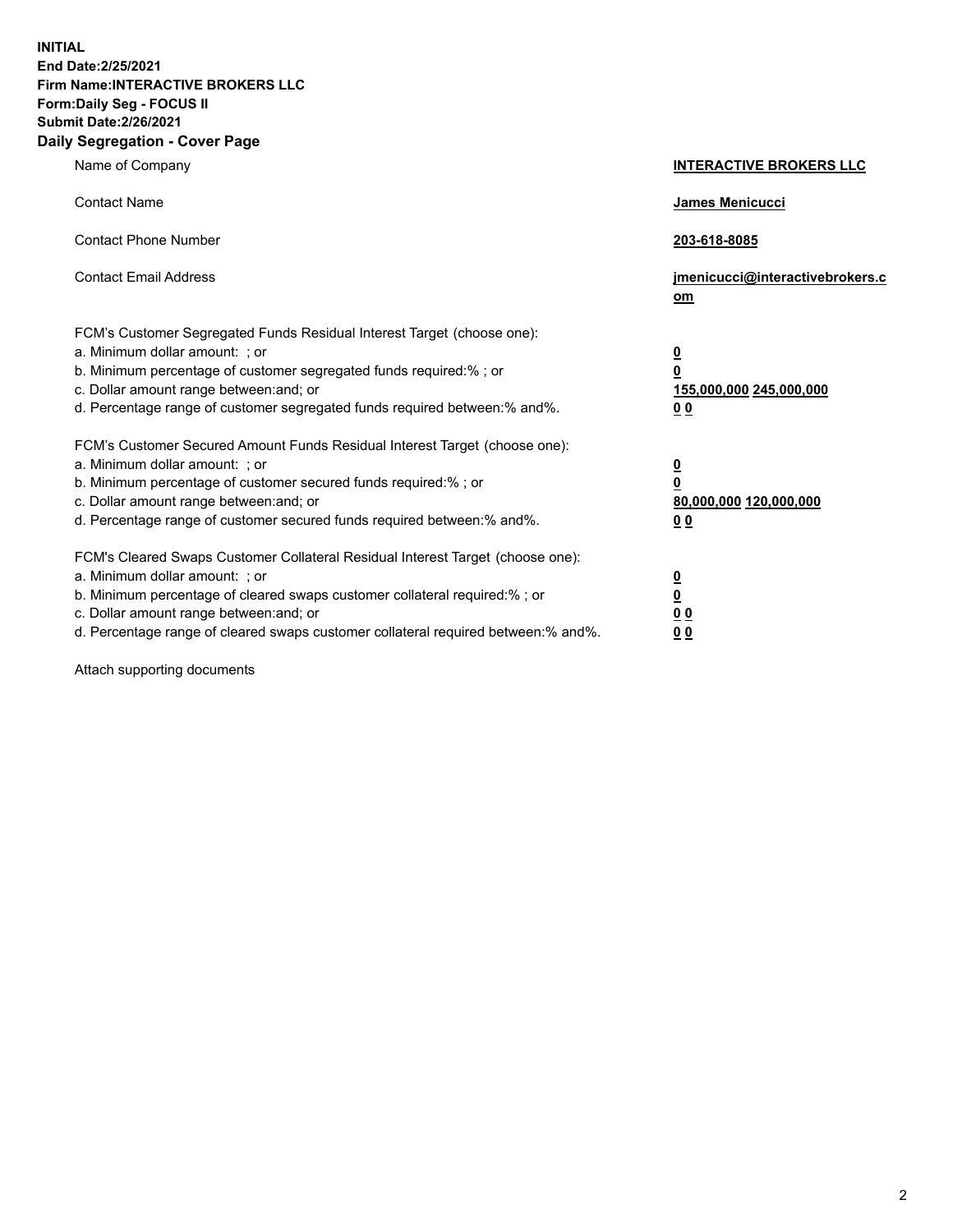**INITIAL**
**End Date:2/25/2021**
**Firm Name:INTERACTIVE BROKERS LLC**
**Form:Daily Seg - FOCUS II**
**Submit Date:2/26/2021**

## Daily Segregation - Cover Page

| | |
|---|---|
| Name of Company | **INTERACTIVE BROKERS LLC** |
| Contact Name | **James Menicucci** |
| Contact Phone Number | **203-618-8085** |
| Contact Email Address | **jmenicucci@interactivebrokers.com** |

FCM's Customer Segregated Funds Residual Interest Target (choose one):

| | |
|---|---|
| a. Minimum dollar amount: ; or | **0** |
| b. Minimum percentage of customer segregated funds required:% ; or | **0** |
| c. Dollar amount range between:and; or | **155,000,000 245,000,000** |
| d. Percentage range of customer segregated funds required between:% and%. | **0 0** |

FCM's Customer Secured Amount Funds Residual Interest Target (choose one):

| | |
|---|---|
| a. Minimum dollar amount: ; or | **0** |
| b. Minimum percentage of customer secured funds required:% ; or | **0** |
| c. Dollar amount range between:and; or | **80,000,000 120,000,000** |
| d. Percentage range of customer secured funds required between:% and%. | **0 0** |

FCM's Cleared Swaps Customer Collateral Residual Interest Target (choose one):

| | |
|---|---|
| a. Minimum dollar amount: ; or | **0** |
| b. Minimum percentage of cleared swaps customer collateral required:% ; or | **0** |
| c. Dollar amount range between:and; or | **0 0** |
| d. Percentage range of cleared swaps customer collateral required between:% and%. | **0 0** |

Attach supporting documents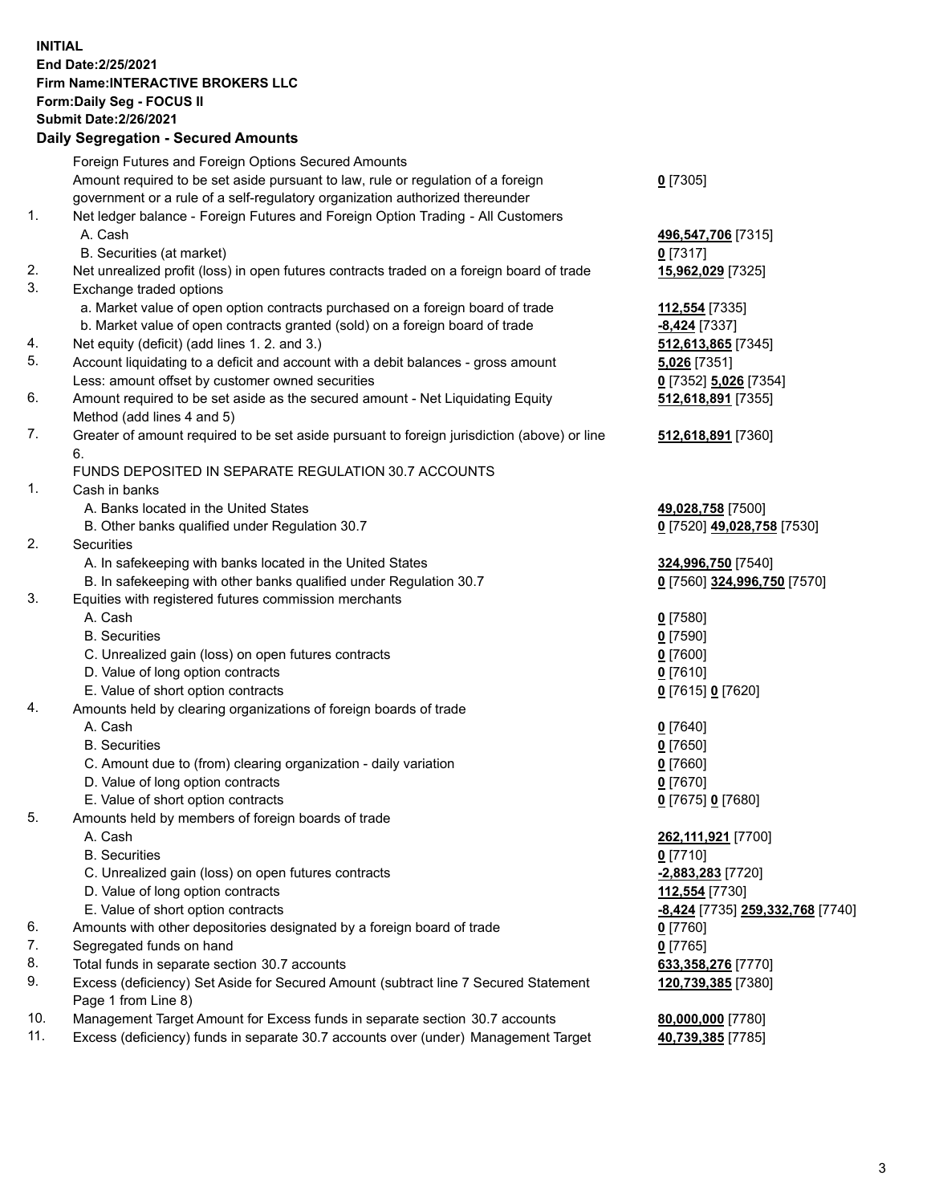**INITIAL**
**End Date:2/25/2021**
**Firm Name:INTERACTIVE BROKERS LLC**
**Form:Daily Seg - FOCUS II**
**Submit Date:2/26/2021**

## Daily Segregation - Secured Amounts

| | | |
|---|---|---|
| | Foreign Futures and Foreign Options Secured Amounts | |
| | Amount required to be set aside pursuant to law, rule or regulation of a foreign government or a rule of a self-regulatory organization authorized thereunder | **0** [7305] |
| 1. | Net ledger balance - Foreign Futures and Foreign Option Trading - All Customers | |
| | A. Cash | **496,547,706** [7315] |
| | B. Securities (at market) | **0** [7317] |
| 2. | Net unrealized profit (loss) in open futures contracts traded on a foreign board of trade | **15,962,029** [7325] |
| 3. | Exchange traded options | |
| | a. Market value of open option contracts purchased on a foreign board of trade | **112,554** [7335] |
| | b. Market value of open contracts granted (sold) on a foreign board of trade | **-8,424** [7337] |
| 4. | Net equity (deficit) (add lines 1. 2. and 3.) | **512,613,865** [7345] |
| 5. | Account liquidating to a deficit and account with a debit balances - gross amount | **5,026** [7351] |
| | Less: amount offset by customer owned securities | **0** [7352] **5,026** [7354] |
| 6. | Amount required to be set aside as the secured amount - Net Liquidating Equity Method (add lines 4 and 5) | **512,618,891** [7355] |
| 7. | Greater of amount required to be set aside pursuant to foreign jurisdiction (above) or line 6. | **512,618,891** [7360] |
| | FUNDS DEPOSITED IN SEPARATE REGULATION 30.7 ACCOUNTS | |
| 1. | Cash in banks | |
| | A. Banks located in the United States | **49,028,758** [7500] |
| | B. Other banks qualified under Regulation 30.7 | **0** [7520] **49,028,758** [7530] |
| 2. | Securities | |
| | A. In safekeeping with banks located in the United States | **324,996,750** [7540] |
| | B. In safekeeping with other banks qualified under Regulation 30.7 | **0** [7560] **324,996,750** [7570] |
| 3. | Equities with registered futures commission merchants | |
| | A. Cash | **0** [7580] |
| | B. Securities | **0** [7590] |
| | C. Unrealized gain (loss) on open futures contracts | **0** [7600] |
| | D. Value of long option contracts | **0** [7610] |
| | E. Value of short option contracts | **0** [7615] **0** [7620] |
| 4. | Amounts held by clearing organizations of foreign boards of trade | |
| | A. Cash | **0** [7640] |
| | B. Securities | **0** [7650] |
| | C. Amount due to (from) clearing organization - daily variation | **0** [7660] |
| | D. Value of long option contracts | **0** [7670] |
| | E. Value of short option contracts | **0** [7675] **0** [7680] |
| 5. | Amounts held by members of foreign boards of trade | |
| | A. Cash | **262,111,921** [7700] |
| | B. Securities | **0** [7710] |
| | C. Unrealized gain (loss) on open futures contracts | **-2,883,283** [7720] |
| | D. Value of long option contracts | **112,554** [7730] |
| | E. Value of short option contracts | **-8,424** [7735] **259,332,768** [7740] |
| 6. | Amounts with other depositories designated by a foreign board of trade | **0** [7760] |
| 7. | Segregated funds on hand | **0** [7765] |
| 8. | Total funds in separate section 30.7 accounts | **633,358,276** [7770] |
| 9. | Excess (deficiency) Set Aside for Secured Amount (subtract line 7 Secured Statement Page 1 from Line 8) | **120,739,385** [7380] |
| 10. | Management Target Amount for Excess funds in separate section 30.7 accounts | **80,000,000** [7780] |
| 11. | Excess (deficiency) funds in separate 30.7 accounts over (under) Management Target | **40,739,385** [7785] |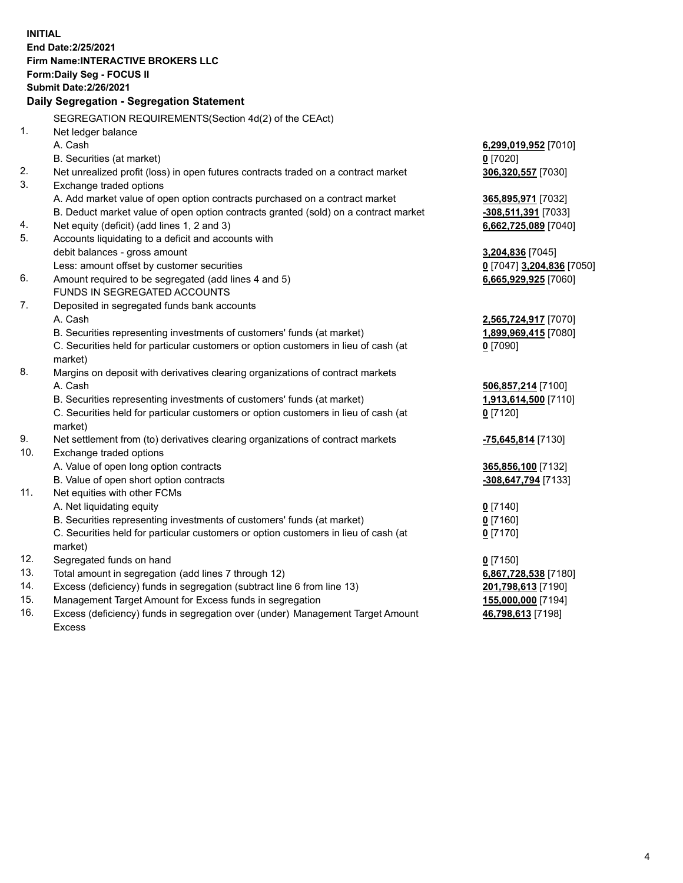**INITIAL**
**End Date:2/25/2021**
**Firm Name:INTERACTIVE BROKERS LLC**
**Form:Daily Seg - FOCUS II**
**Submit Date:2/26/2021**

**Daily Segregation - Segregation Statement**

SEGREGATION REQUIREMENTS(Section 4d(2) of the CEAct)

| | | |
|---|---|---|
| 1. | Net ledger balance | |
| | A. Cash | **6,299,019,952** [7010] |
| | B. Securities (at market) | **0** [7020] |
| 2. | Net unrealized profit (loss) in open futures contracts traded on a contract market | **306,320,557** [7030] |
| 3. | Exchange traded options | |
| | A. Add market value of open option contracts purchased on a contract market | **365,895,971** [7032] |
| | B. Deduct market value of open option contracts granted (sold) on a contract market | **-308,511,391** [7033] |
| 4. | Net equity (deficit) (add lines 1, 2 and 3) | **6,662,725,089** [7040] |
| 5. | Accounts liquidating to a deficit and accounts with debit balances - gross amount | **3,204,836** [7045] |
| | Less: amount offset by customer securities | **0** [7047] **3,204,836** [7050] |
| 6. | Amount required to be segregated (add lines 4 and 5) | **6,665,929,925** [7060] |
| | FUNDS IN SEGREGATED ACCOUNTS | |
| 7. | Deposited in segregated funds bank accounts | |
| | A. Cash | **2,565,724,917** [7070] |
| | B. Securities representing investments of customers' funds (at market) | **1,899,969,415** [7080] |
| | C. Securities held for particular customers or option customers in lieu of cash (at market) | **0** [7090] |
| 8. | Margins on deposit with derivatives clearing organizations of contract markets | |
| | A. Cash | **506,857,214** [7100] |
| | B. Securities representing investments of customers' funds (at market) | **1,913,614,500** [7110] |
| | C. Securities held for particular customers or option customers in lieu of cash (at market) | **0** [7120] |
| 9. | Net settlement from (to) derivatives clearing organizations of contract markets | **-75,645,814** [7130] |
| 10. | Exchange traded options | |
| | A. Value of open long option contracts | **365,856,100** [7132] |
| | B. Value of open short option contracts | **-308,647,794** [7133] |
| 11. | Net equities with other FCMs | |
| | A. Net liquidating equity | **0** [7140] |
| | B. Securities representing investments of customers' funds (at market) | **0** [7160] |
| | C. Securities held for particular customers or option customers in lieu of cash (at market) | **0** [7170] |
| 12. | Segregated funds on hand | **0** [7150] |
| 13. | Total amount in segregation (add lines 7 through 12) | **6,867,728,538** [7180] |
| 14. | Excess (deficiency) funds in segregation (subtract line 6 from line 13) | **201,798,613** [7190] |
| 15. | Management Target Amount for Excess funds in segregation | **155,000,000** [7194] |
| 16. | Excess (deficiency) funds in segregation over (under) Management Target Amount Excess | **46,798,613** [7198] |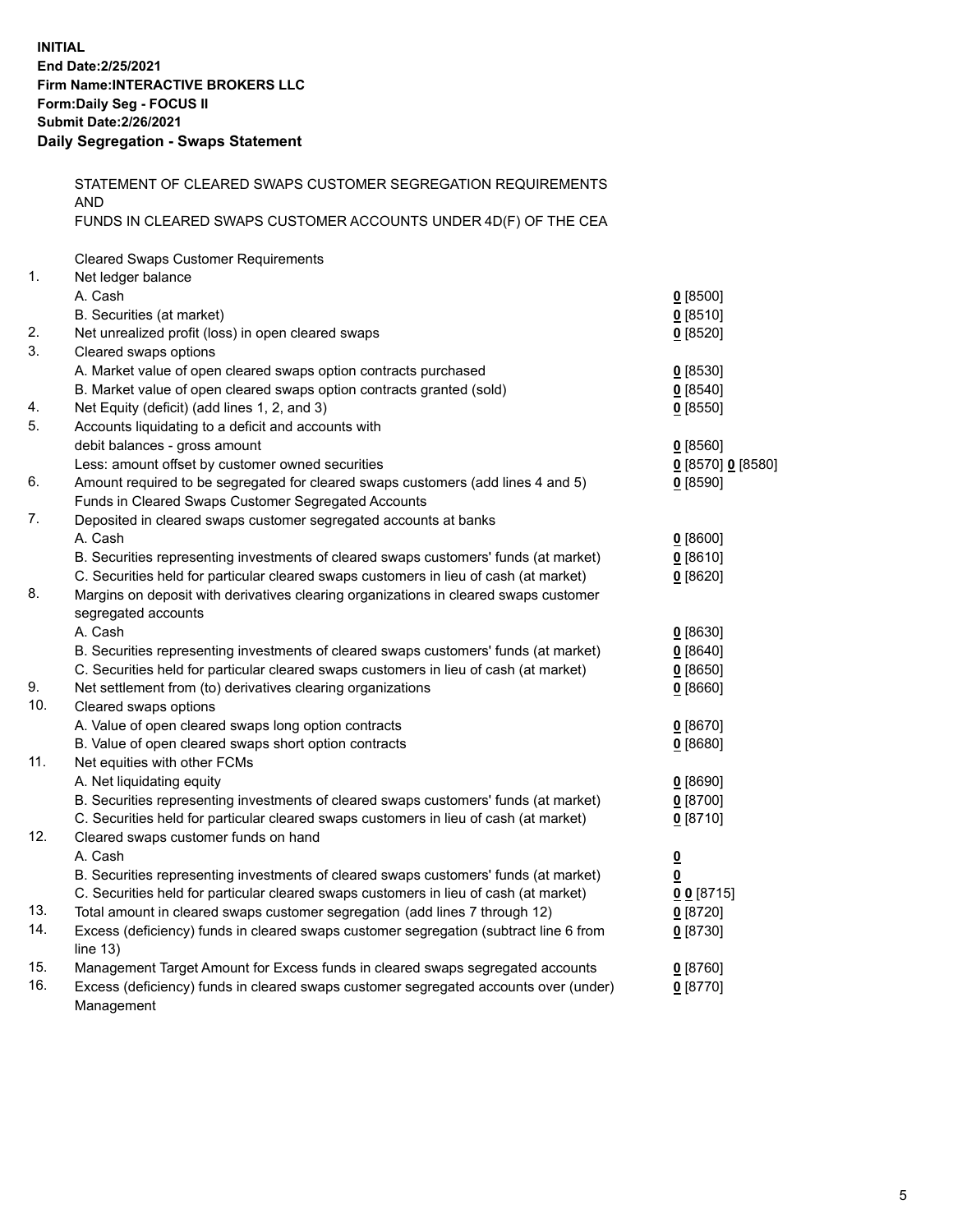**INITIAL**
**End Date:2/25/2021**
**Firm Name:INTERACTIVE BROKERS LLC**
**Form:Daily Seg - FOCUS II**
**Submit Date:2/26/2021**
**Daily Segregation - Swaps Statement**

STATEMENT OF CLEARED SWAPS CUSTOMER SEGREGATION REQUIREMENTS AND FUNDS IN CLEARED SWAPS CUSTOMER ACCOUNTS UNDER 4D(F) OF THE CEA

| | | |
|---|---|---|
| | Cleared Swaps Customer Requirements | |
| 1. | Net ledger balance | |
| | A. Cash | 0 [8500] |
| | B. Securities (at market) | 0 [8510] |
| 2. | Net unrealized profit (loss) in open cleared swaps | 0 [8520] |
| 3. | Cleared swaps options | |
| | A. Market value of open cleared swaps option contracts purchased | 0 [8530] |
| | B. Market value of open cleared swaps option contracts granted (sold) | 0 [8540] |
| 4. | Net Equity (deficit) (add lines 1, 2, and 3) | 0 [8550] |
| 5. | Accounts liquidating to a deficit and accounts with debit balances - gross amount | 0 [8560] |
| | Less: amount offset by customer owned securities | 0 [8570] 0 [8580] |
| 6. | Amount required to be segregated for cleared swaps customers (add lines 4 and 5) | 0 [8590] |
| | Funds in Cleared Swaps Customer Segregated Accounts | |
| 7. | Deposited in cleared swaps customer segregated accounts at banks | |
| | A. Cash | 0 [8600] |
| | B. Securities representing investments of cleared swaps customers' funds (at market) | 0 [8610] |
| | C. Securities held for particular cleared swaps customers in lieu of cash (at market) | 0 [8620] |
| 8. | Margins on deposit with derivatives clearing organizations in cleared swaps customer segregated accounts | |
| | A. Cash | 0 [8630] |
| | B. Securities representing investments of cleared swaps customers' funds (at market) | 0 [8640] |
| | C. Securities held for particular cleared swaps customers in lieu of cash (at market) | 0 [8650] |
| 9. | Net settlement from (to) derivatives clearing organizations | 0 [8660] |
| 10. | Cleared swaps options | |
| | A. Value of open cleared swaps long option contracts | 0 [8670] |
| | B. Value of open cleared swaps short option contracts | 0 [8680] |
| 11. | Net equities with other FCMs | |
| | A. Net liquidating equity | 0 [8690] |
| | B. Securities representing investments of cleared swaps customers' funds (at market) | 0 [8700] |
| | C. Securities held for particular cleared swaps customers in lieu of cash (at market) | 0 [8710] |
| 12. | Cleared swaps customer funds on hand | |
| | A. Cash | 0 |
| | B. Securities representing investments of cleared swaps customers' funds (at market) | 0 |
| | C. Securities held for particular cleared swaps customers in lieu of cash (at market) | 0 0 [8715] |
| 13. | Total amount in cleared swaps customer segregation (add lines 7 through 12) | 0 [8720] |
| 14. | Excess (deficiency) funds in cleared swaps customer segregation (subtract line 6 from line 13) | 0 [8730] |
| 15. | Management Target Amount for Excess funds in cleared swaps segregated accounts | 0 [8760] |
| 16. | Excess (deficiency) funds in cleared swaps customer segregated accounts over (under) Management | 0 [8770] |